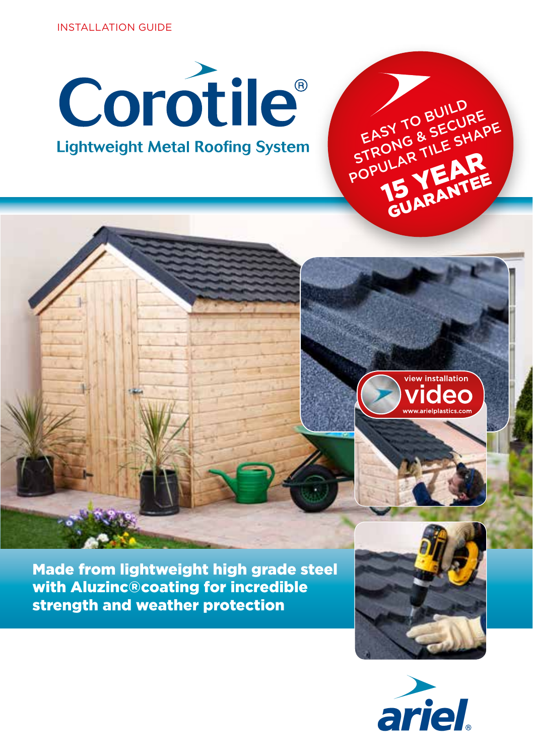INSTALLATION GUIDE

# Corotile®

## Lightweight Metal Roofing System

EASY TO BUILD
STRONG & SECURE
POPULAR TILE SHAPE
**15 YEAR GUARANTEE**

view installation video
www.arielplastics.com

**Made from lightweight high grade steel with Aluzinc®coating for incredible strength and weather protection**

ariel®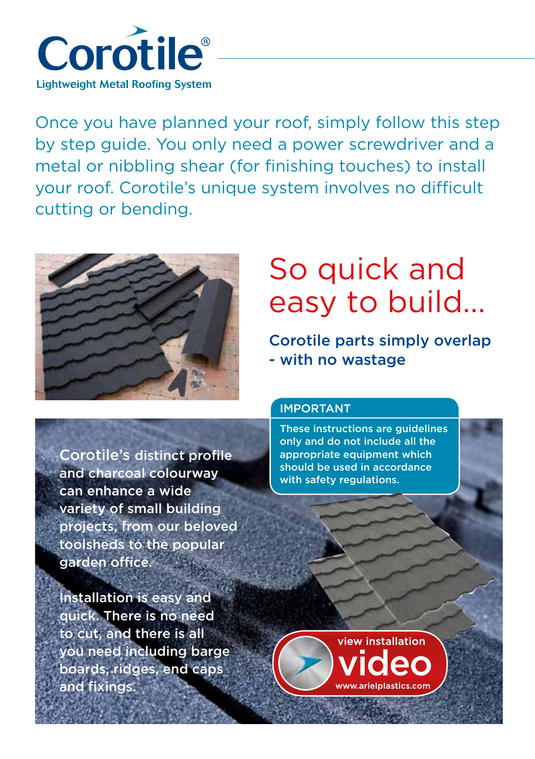# Corotile®

**Lightweight Metal Roofing System**

Once you have planned your roof, simply follow this step by step guide. You only need a power screwdriver and a metal or nibbling shear (for finishing touches) to install your roof. Corotile's unique system involves no difficult cutting or bending.

## So quick and easy to build...

### Corotile parts simply overlap - with no wastage

**IMPORTANT**

These instructions are guidelines only and do not include all the appropriate equipment which should be used in accordance with safety regulations.

Corotile's distinct profile and charcoal colourway can enhance a wide variety of small building projects, from our beloved toolsheds to the popular garden office.

Installation is easy and quick. There is no need to cut, and there is all you need including barge boards, ridges, end caps and fixings.

view installation **video**
www.arielplastics.com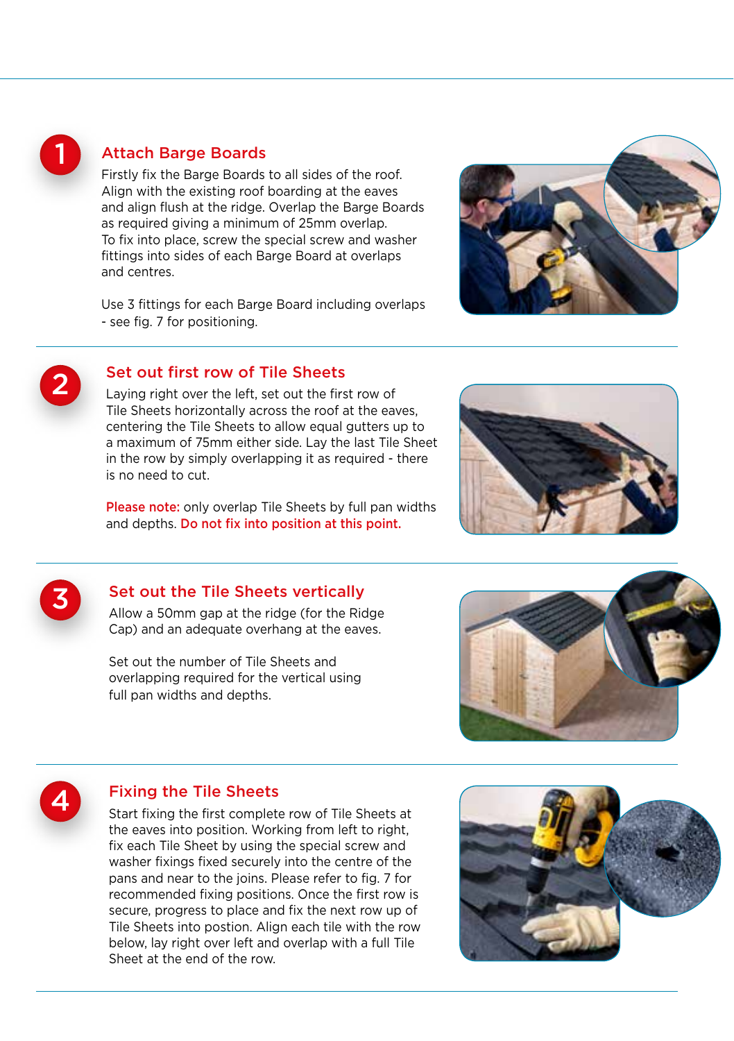## 1 Attach Barge Boards

Firstly fix the Barge Boards to all sides of the roof. Align with the existing roof boarding at the eaves and align flush at the ridge. Overlap the Barge Boards as required giving a minimum of 25mm overlap. To fix into place, screw the special screw and washer fittings into sides of each Barge Board at overlaps and centres.

Use 3 fittings for each Barge Board including overlaps - see fig. 7 for positioning.

## 2 Set out first row of Tile Sheets

Laying right over the left, set out the first row of Tile Sheets horizontally across the roof at the eaves, centering the Tile Sheets to allow equal gutters up to a maximum of 75mm either side. Lay the last Tile Sheet in the row by simply overlapping it as required - there is no need to cut.

**Please note:** only overlap Tile Sheets by full pan widths and depths. **Do not fix into position at this point.**

## 3 Set out the Tile Sheets vertically

Allow a 50mm gap at the ridge (for the Ridge Cap) and an adequate overhang at the eaves.

Set out the number of Tile Sheets and overlapping required for the vertical using full pan widths and depths.

## 4 Fixing the Tile Sheets

Start fixing the first complete row of Tile Sheets at the eaves into position. Working from left to right, fix each Tile Sheet by using the special screw and washer fixings fixed securely into the centre of the pans and near to the joins. Please refer to fig. 7 for recommended fixing positions. Once the first row is secure, progress to place and fix the next row up of Tile Sheets into postion. Align each tile with the row below, lay right over left and overlap with a full Tile Sheet at the end of the row.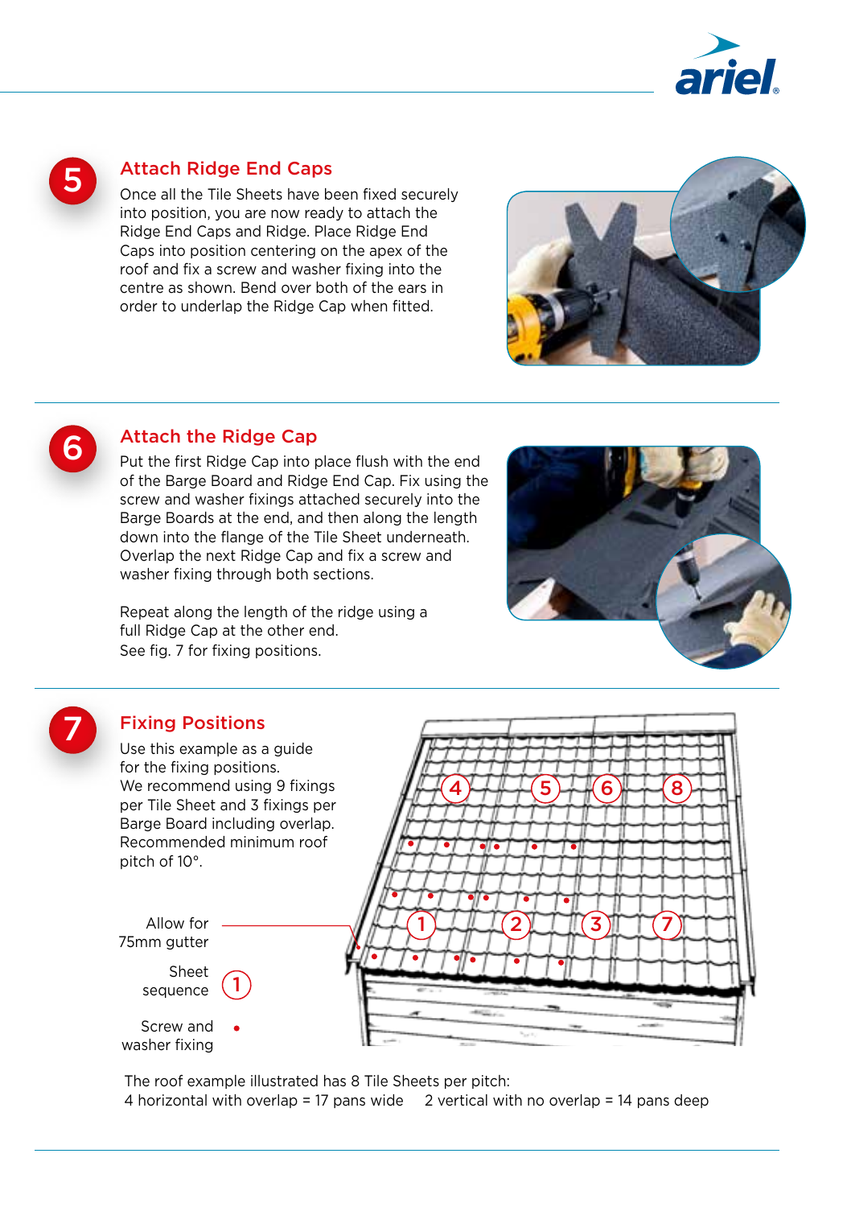## 5 Attach Ridge End Caps

Once all the Tile Sheets have been fixed securely into position, you are now ready to attach the Ridge End Caps and Ridge. Place Ridge End Caps into position centering on the apex of the roof and fix a screw and washer fixing into the centre as shown. Bend over both of the ears in order to underlap the Ridge Cap when fitted.

## 6 Attach the Ridge Cap

Put the first Ridge Cap into place flush with the end of the Barge Board and Ridge End Cap. Fix using the screw and washer fixings attached securely into the Barge Boards at the end, and then along the length down into the flange of the Tile Sheet underneath. Overlap the next Ridge Cap and fix a screw and washer fixing through both sections.

Repeat along the length of the ridge using a full Ridge Cap at the other end.
See fig. 7 for fixing positions.

## 7 Fixing Positions

Use this example as a guide for the fixing positions.
We recommend using 9 fixings per Tile Sheet and 3 fixings per Barge Board including overlap.
Recommended minimum roof pitch of 10°.

Allow for 75mm gutter

Sheet sequence ①

Screw and washer fixing •

The roof example illustrated has 8 Tile Sheets per pitch:
4 horizontal with overlap = 17 pans wide    2 vertical with no overlap = 14 pans deep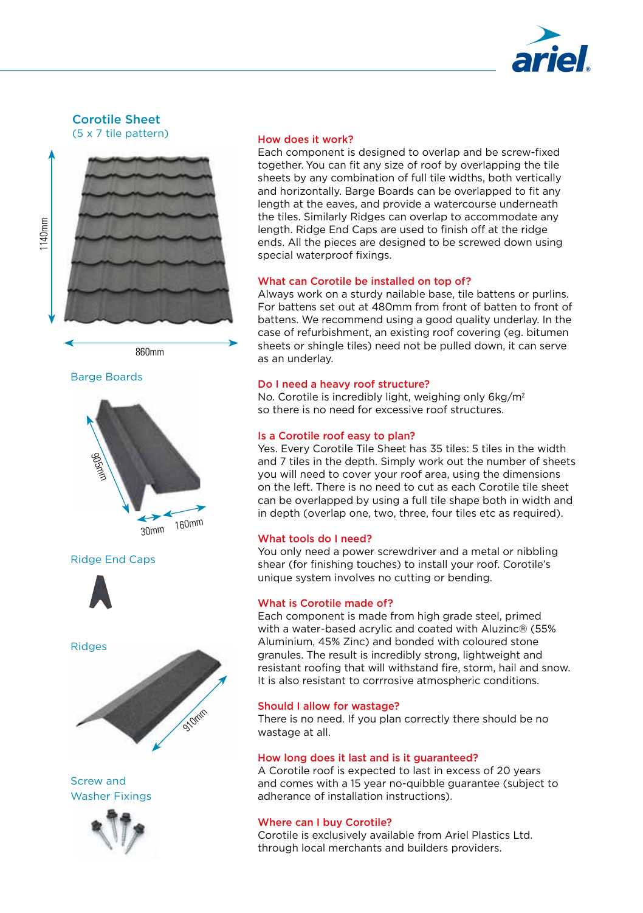## Corotile Sheet

(5 x 7 tile pattern)

1140mm

860mm

### Barge Boards

905mm

30mm 160mm

### Ridge End Caps

### Ridges

910mm

### Screw and Washer Fixings

**How does it work?**

Each component is designed to overlap and be screw-fixed together. You can fit any size of roof by overlapping the tile sheets by any combination of full tile widths, both vertically and horizontally. Barge Boards can be overlapped to fit any length at the eaves, and provide a watercourse underneath the tiles. Similarly Ridges can overlap to accommodate any length. Ridge End Caps are used to finish off at the ridge ends. All the pieces are designed to be screwed down using special waterproof fixings.

**What can Corotile be installed on top of?**

Always work on a sturdy nailable base, tile battens or purlins. For battens set out at 480mm from front of batten to front of battens. We recommend using a good quality underlay. In the case of refurbishment, an existing roof covering (eg. bitumen sheets or shingle tiles) need not be pulled down, it can serve as an underlay.

**Do I need a heavy roof structure?**

No. Corotile is incredibly light, weighing only 6kg/m$^2$ so there is no need for excessive roof structures.

**Is a Corotile roof easy to plan?**

Yes. Every Corotile Tile Sheet has 35 tiles: 5 tiles in the width and 7 tiles in the depth. Simply work out the number of sheets you will need to cover your roof area, using the dimensions on the left. There is no need to cut as each Corotile tile sheet can be overlapped by using a full tile shape both in width and in depth (overlap one, two, three, four tiles etc as required).

**What tools do I need?**

You only need a power screwdriver and a metal or nibbling shear (for finishing touches) to install your roof. Corotile's unique system involves no cutting or bending.

**What is Corotile made of?**

Each component is made from high grade steel, primed with a water-based acrylic and coated with Aluzinc® (55% Aluminium, 45% Zinc) and bonded with coloured stone granules. The result is incredibly strong, lightweight and resistant roofing that will withstand fire, storm, hail and snow. It is also resistant to corrrosive atmospheric conditions.

**Should I allow for wastage?**

There is no need. If you plan correctly there should be no wastage at all.

**How long does it last and is it guaranteed?**

A Corotile roof is expected to last in excess of 20 years and comes with a 15 year no-quibble guarantee (subject to adherance of installation instructions).

**Where can I buy Corotile?**

Corotile is exclusively available from Ariel Plastics Ltd. through local merchants and builders providers.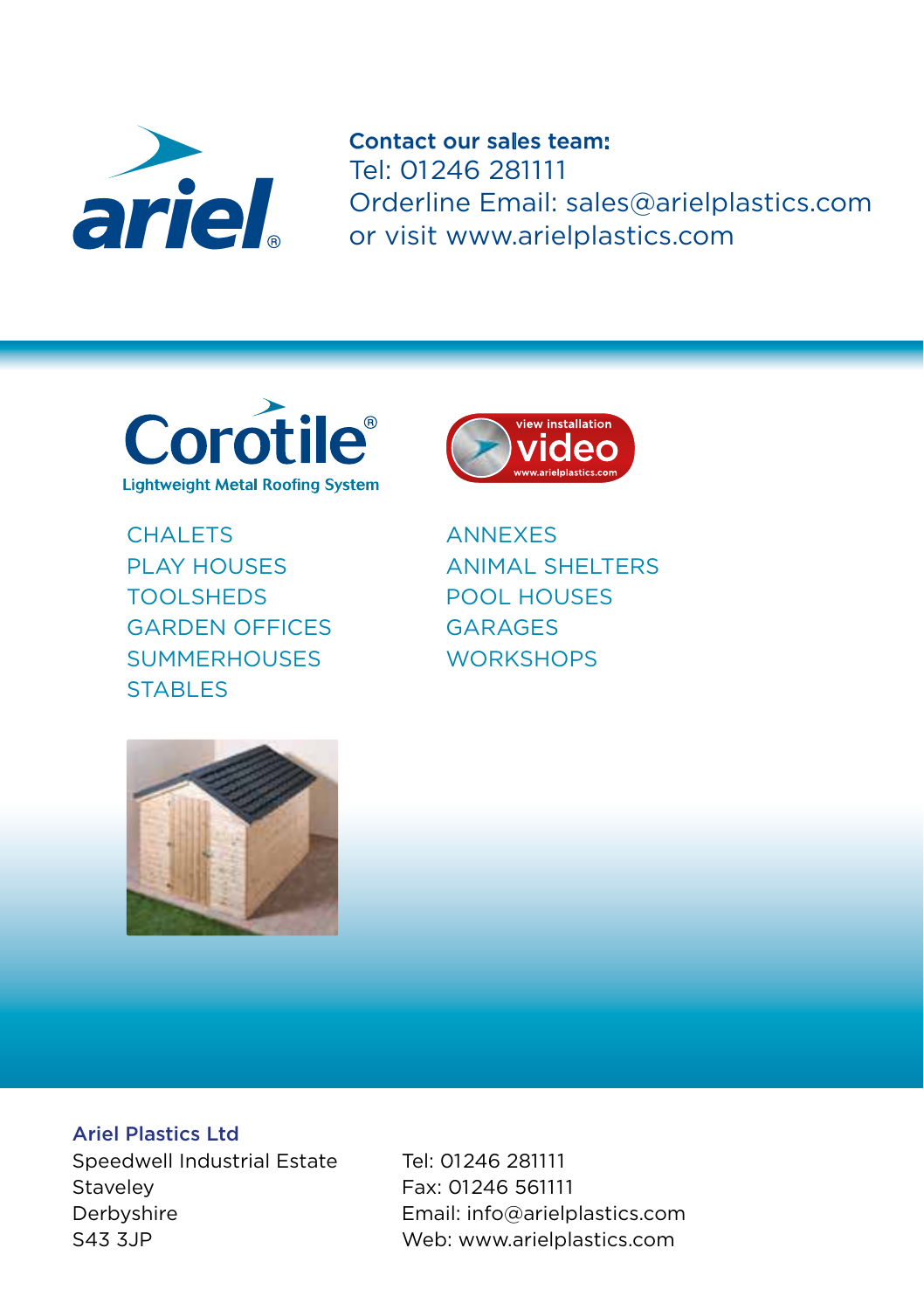**Contact our sales team:**
Tel: 01246 281111
Orderline Email: sales@arielplastics.com
or visit www.arielplastics.com

# Corotile®

Lightweight Metal Roofing System

view installation video
www.arielplastics.com

- CHALETS
- PLAY HOUSES
- TOOLSHEDS
- GARDEN OFFICES
- SUMMERHOUSES
- STABLES
- ANNEXES
- ANIMAL SHELTERS
- POOL HOUSES
- GARAGES
- WORKSHOPS

**Ariel Plastics Ltd**
Speedwell Industrial Estate
Staveley
Derbyshire
S43 3JP

Tel: 01246 281111
Fax: 01246 561111
Email: info@arielplastics.com
Web: www.arielplastics.com